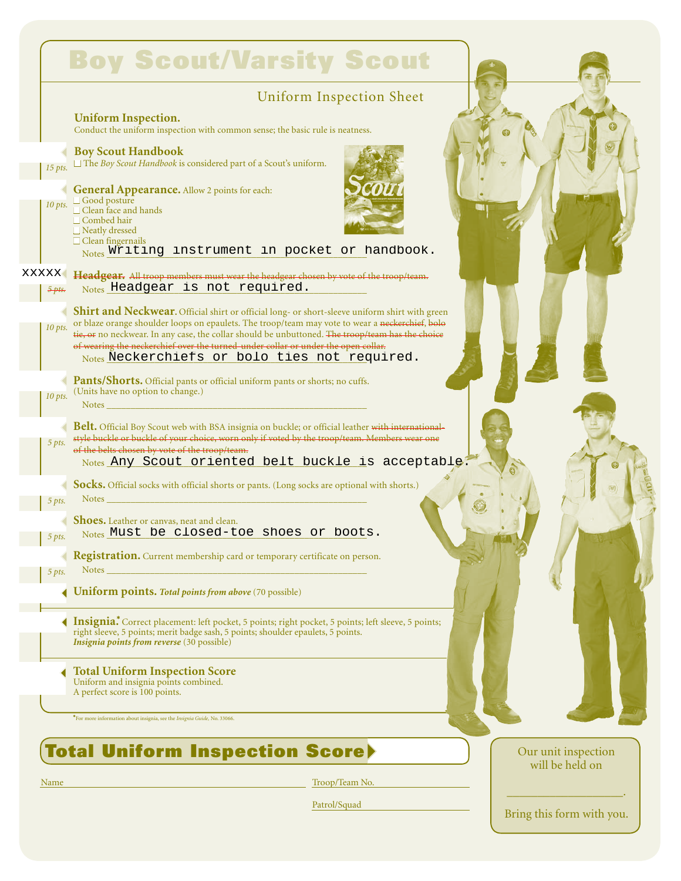# Boy Scout/Varsity Scout

## Uniform Inspection Sheet

**Uniform Inspection.**
Conduct the uniform inspection with common sense; the basic rule is neatness.

**Boy Scout Handbook** — *15 pts.*
☐ The *Boy Scout Handbook* is considered part of a Scout's uniform.

**General Appearance.** Allow 2 points for each: — *10 pts.*
☐ Good posture
☐ Clean face and hands
☐ Combed hair
☐ Neatly dressed
☐ Clean fingernails
Notes: Writing instrument in pocket or handbook.

XXXXX **~~Headgear.~~** ~~All troop members must wear the headgear chosen by vote of the troop/team.~~ — *~~5 pts.~~*
Notes: Headgear is not required.

**Shirt and Neckwear.** Official shirt or official long- or short-sleeve uniform shirt with green or blaze orange shoulder loops on epaulets. The troop/team may vote to wear a ~~neckerchief~~, ~~bolo tie, or~~ no neckwear. In any case, the collar should be unbuttoned. ~~The troop/team has the choice of wearing the neckerchief over the turned-under collar or under the open collar.~~ — *10 pts.*
Notes: Neckerchiefs or bolo ties not required.

**Pants/Shorts.** Official pants or official uniform pants or shorts; no cuffs. (Units have no option to change.) — *10 pts.*
Notes: ____________________

**Belt.** Official Boy Scout web with BSA insignia on buckle; or official leather ~~with international-style buckle or buckle of your choice, worn only if voted by the troop/team. Members wear one of the belts chosen by vote of the troop/team.~~ — *5 pts.*
Notes: Any Scout oriented belt buckle is acceptable.

**Socks.** Official socks with official shorts or pants. (Long socks are optional with shorts.) — *5 pts.*
Notes: ____________________

**Shoes.** Leather or canvas, neat and clean. — *5 pts.*
Notes: Must be closed-toe shoes or boots.

**Registration.** Current membership card or temporary certificate on person. — *5 pts.*
Notes: ____________________

**Uniform points.** ***Total points from above*** (70 possible)

**Insignia.*** Correct placement: left pocket, 5 points; right pocket, 5 points; left sleeve, 5 points; right sleeve, 5 points; merit badge sash, 5 points; shoulder epaulets, 5 points.
***Insignia points from reverse*** (30 possible)

**Total Uniform Inspection Score**
Uniform and insignia points combined.
A perfect score is 100 points.

*For more information about insignia, see the *Insignia Guide,* No. 33066.

## Total Uniform Inspection Score

Name ____________________ Troop/Team No. ____________________

Patrol/Squad ____________________

Our unit inspection will be held on

____________________.

Bring this form with you.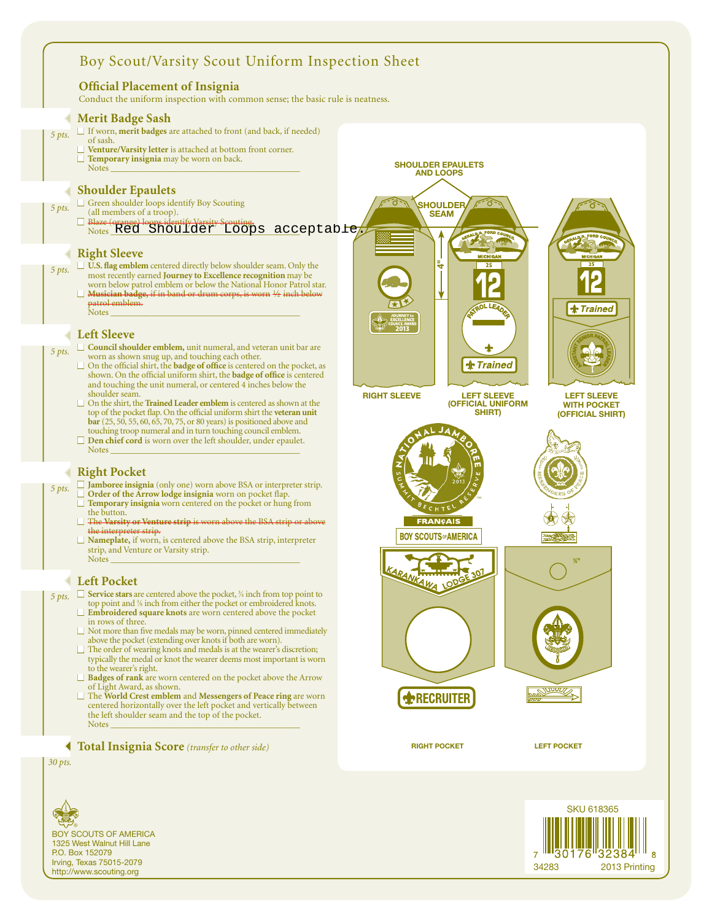# Boy Scout/Varsity Scout Uniform Inspection Sheet

## Official Placement of Insignia

Conduct the uniform inspection with common sense; the basic rule is neatness.

### Merit Badge Sash

*5 pts.*

- ☐ If worn, **merit badges** are attached to front (and back, if needed) of sash.
- ☐ **Venture/Varsity letter** is attached at bottom front corner.
- ☐ **Temporary insignia** may be worn on back.

Notes ______________________________

### Shoulder Epaulets

*5 pts.*

- ☐ Green shoulder loops identify Boy Scouting (all members of a troop).
- ☐ ~~Blaze (orange) loops identify Varsity Scouting.~~

Notes Red Shoulder Loops acceptable.

### Right Sleeve

*5 pts.*

- ☐ **U.S. flag emblem** centered directly below shoulder seam. Only the most recently earned **Journey to Excellence recognition** may be worn below patrol emblem or below the National Honor Patrol star.
- ☐ ~~**Musician badge,** if in band or drum corps, is worn ½ inch below patrol emblem.~~

Notes ______________________________

### Left Sleeve

*5 pts.*

- ☐ **Council shoulder emblem,** unit numeral, and veteran unit bar are worn as shown snug up, and touching each other.
- ☐ On the official shirt, the **badge of office** is centered on the pocket, as shown. On the official uniform shirt, the **badge of office** is centered and touching the unit numeral, or centered 4 inches below the shoulder seam.
- ☐ On the shirt, the **Trained Leader emblem** is centered as shown at the top of the pocket flap. On the official uniform shirt the **veteran unit bar** (25, 50, 55, 60, 65, 70, 75, or 80 years) is positioned above and touching troop numeral and in turn touching council emblem.
- ☐ **Den chief cord** is worn over the left shoulder, under epaulet.

Notes ______________________________

### Right Pocket

*5 pts.*

- ☐ **Jamboree insignia** (only one) worn above BSA or interpreter strip.
- ☐ **Order of the Arrow lodge insignia** worn on pocket flap.
- ☐ **Temporary insignia** worn centered on the pocket or hung from the button.
- ☐ ~~The **Varsity or Venture strip** is worn above the BSA strip or above the interpreter strip.~~
- ☐ **Nameplate,** if worn, is centered above the BSA strip, interpreter strip, and Venture or Varsity strip.

Notes ______________________________

### Left Pocket

*5 pts.*

- ☐ **Service stars** are centered above the pocket, ¾ inch from top point to top point and ⅞ inch from either the pocket or embroidered knots.
- ☐ **Embroidered square knots** are worn centered above the pocket in rows of three.
- ☐ Not more than five medals may be worn, pinned centered immediately above the pocket (extending over knots if both are worn).
- ☐ The order of wearing knots and medals is at the wearer's discretion; typically the medal or knot the wearer deems most important is worn to the wearer's right.
- ☐ **Badges of rank** are worn centered on the pocket above the Arrow of Light Award, as shown.
- ☐ The **World Crest emblem** and **Messengers of Peace ring** are worn centered horizontally over the left pocket and vertically between the left shoulder seam and the top of the pocket.

Notes ______________________________

### Total Insignia Score *(transfer to other side)*

*30 pts.*

SHOULDER EPAULETS AND LOOPS

SHOULDER SEAM

4"

RIGHT SLEEVE

LEFT SLEEVE (OFFICIAL UNIFORM SHIRT)

LEFT SLEEVE WITH POCKET (OFFICIAL SHIRT)

RIGHT POCKET

LEFT POCKET

BOY SCOUTS OF AMERICA
1325 West Walnut Hill Lane
P.O. Box 152079
Irving, Texas 75015-2079
http://www.scouting.org

SKU 618365

34283 2013 Printing